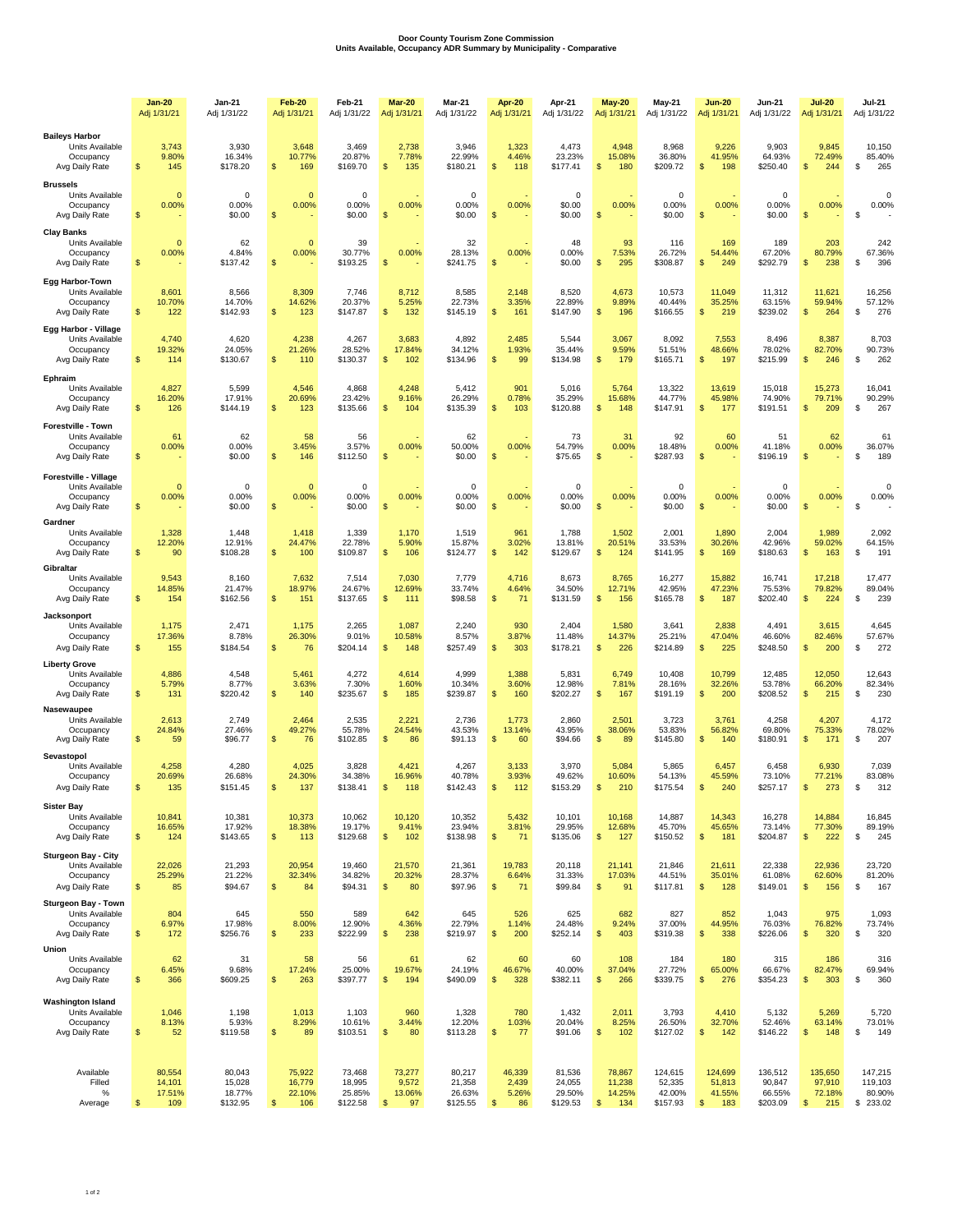# Door County Tourism Zone Commission
## Units Available, Occupancy ADR Summary by Municipality - Comparative

| | Jan-20 Adj 1/31/21 | Jan-21 Adj 1/31/22 | Feb-20 Adj 1/31/21 | Feb-21 Adj 1/31/22 | Mar-20 Adj 1/31/21 | Mar-21 Adj 1/31/22 | Apr-20 Adj 1/31/21 | Apr-21 Adj 1/31/22 | May-20 Adj 1/31/21 | May-21 Adj 1/31/22 | Jun-20 Adj 1/31/21 | Jun-21 Adj 1/31/22 | Jul-20 Adj 1/31/21 | Jul-21 Adj 1/31/22 |
|---|---|---|---|---|---|---|---|---|---|---|---|---|---|---|
| **Baileys Harbor** | | | | | | | | | | | | | | |
| Units Available | 3,743 | 3,930 | 3,648 | 3,469 | 2,738 | 3,946 | 1,323 | 4,473 | 4,948 | 8,968 | 9,226 | 9,903 | 9,845 | 10,150 |
| Occupancy | 9.80% | 16.34% | 10.77% | 20.87% | 7.78% | 22.99% | 4.46% | 23.23% | 15.08% | 36.80% | 41.95% | 64.93% | 72.49% | 85.40% |
| Avg Daily Rate | $ 145 | $178.20 | $ 169 | $169.70 | $ 135 | $180.21 | $ 118 | $177.41 | $ 180 | $209.72 | $ 198 | $250.40 | $ 244 | $ 265 |
| **Brussels** | | | | | | | | | | | | | | |
| Units Available | 0 | 0 | 0 | 0 | - | 0 | - | 0 | - | 0 | - | 0 | - | 0 |
| Occupancy | 0.00% | 0.00% | 0.00% | 0.00% | 0.00% | 0.00% | 0.00% | $0.00 | 0.00% | 0.00% | 0.00% | 0.00% | 0.00% | 0.00% |
| Avg Daily Rate | $ - | $0.00 | $ - | $0.00 | $ - | $0.00 | $ - | $0.00 | $ - | $0.00 | $ - | $0.00 | $ - | $ - |
| **Clay Banks** | | | | | | | | | | | | | | |
| Units Available | 0 | 62 | 0 | 39 | - | 32 | - | 48 | 93 | 116 | 169 | 189 | 203 | 242 |
| Occupancy | 0.00% | 4.84% | 0.00% | 30.77% | 0.00% | 28.13% | 0.00% | 0.00% | 7.53% | 26.72% | 54.44% | 67.20% | 80.79% | 67.36% |
| Avg Daily Rate | $ - | $137.42 | $ - | $193.25 | $ - | $241.75 | $ - | $0.00 | $ 295 | $308.87 | $ 249 | $292.79 | $ 238 | $ 396 |
| **Egg Harbor-Town** | | | | | | | | | | | | | | |
| Units Available | 8,601 | 8,566 | 8,309 | 7,746 | 8,712 | 8,585 | 2,148 | 8,520 | 4,673 | 10,573 | 11,049 | 11,312 | 11,621 | 16,256 |
| Occupancy | 10.70% | 14.70% | 14.62% | 20.37% | 5.25% | 22.73% | 3.35% | 22.89% | 9.89% | 40.44% | 35.25% | 63.15% | 59.94% | 57.12% |
| Avg Daily Rate | $ 122 | $142.93 | $ 123 | $147.87 | $ 132 | $145.19 | $ 161 | $147.90 | $ 196 | $166.55 | $ 219 | $239.02 | $ 264 | $ 276 |
| **Egg Harbor - Village** | | | | | | | | | | | | | | |
| Units Available | 4,740 | 4,620 | 4,238 | 4,267 | 3,683 | 4,892 | 2,485 | 5,544 | 3,067 | 8,092 | 7,553 | 8,496 | 8,387 | 8,703 |
| Occupancy | 19.32% | 24.05% | 21.26% | 28.52% | 17.84% | 34.12% | 1.93% | 35.44% | 9.59% | 51.51% | 48.66% | 78.02% | 82.70% | 90.73% |
| Avg Daily Rate | $ 114 | $130.67 | $ 110 | $130.37 | $ 102 | $134.96 | $ 99 | $134.98 | $ 179 | $165.71 | $ 197 | $215.99 | $ 246 | $ 262 |
| **Ephraim** | | | | | | | | | | | | | | |
| Units Available | 4,827 | 5,599 | 4,546 | 4,868 | 4,248 | 5,412 | 901 | 5,016 | 5,764 | 13,322 | 13,619 | 15,018 | 15,273 | 16,041 |
| Occupancy | 16.20% | 17.91% | 20.69% | 23.42% | 9.16% | 26.29% | 0.78% | 35.29% | 15.68% | 44.77% | 45.98% | 74.90% | 79.71% | 90.29% |
| Avg Daily Rate | $ 126 | $144.19 | $ 123 | $135.66 | $ 104 | $135.39 | $ 103 | $120.88 | $ 148 | $147.91 | $ 177 | $191.51 | $ 209 | $ 267 |
| **Forestville - Town** | | | | | | | | | | | | | | |
| Units Available | 61 | 62 | 58 | 56 | - | 62 | - | 73 | 31 | 92 | 60 | 51 | 62 | 61 |
| Occupancy | 0.00% | 0.00% | 3.45% | 3.57% | 0.00% | 50.00% | 0.00% | 54.79% | 0.00% | 18.48% | 0.00% | 41.18% | 0.00% | 36.07% |
| Avg Daily Rate | $ - | $0.00 | $ 146 | $112.50 | $ - | $0.00 | $ - | $75.65 | $ - | $287.93 | $ - | $196.19 | $ - | $ 189 |
| **Forestville - Village** | | | | | | | | | | | | | | |
| Units Available | 0 | 0 | 0 | 0 | - | 0 | - | 0 | - | 0 | - | 0 | - | 0 |
| Occupancy | 0.00% | 0.00% | 0.00% | 0.00% | 0.00% | 0.00% | 0.00% | 0.00% | 0.00% | 0.00% | 0.00% | 0.00% | 0.00% | 0.00% |
| Avg Daily Rate | $ - | $0.00 | $ - | $0.00 | $ - | $0.00 | $ - | $0.00 | $ - | $0.00 | $ - | $0.00 | $ - | $ - |
| **Gardner** | | | | | | | | | | | | | | |
| Units Available | 1,328 | 1,448 | 1,418 | 1,339 | 1,170 | 1,519 | 961 | 1,788 | 1,502 | 2,001 | 1,890 | 2,004 | 1,989 | 2,092 |
| Occupancy | 12.20% | 12.91% | 24.47% | 22.78% | 5.90% | 15.87% | 3.02% | 13.81% | 20.51% | 33.53% | 30.26% | 42.96% | 59.02% | 64.15% |
| Avg Daily Rate | $ 90 | $108.28 | $ 100 | $109.87 | $ 106 | $124.77 | $ 142 | $129.67 | $ 124 | $141.95 | $ 169 | $180.63 | $ 163 | $ 191 |
| **Gibraltar** | | | | | | | | | | | | | | |
| Units Available | 9,543 | 8,160 | 7,632 | 7,514 | 7,030 | 7,779 | 4,716 | 8,673 | 8,765 | 16,277 | 15,882 | 16,741 | 17,218 | 17,477 |
| Occupancy | 14.85% | 21.47% | 18.97% | 24.67% | 12.69% | 33.74% | 4.64% | 34.50% | 12.71% | 42.95% | 47.23% | 75.53% | 79.82% | 89.04% |
| Avg Daily Rate | $ 154 | $162.56 | $ 151 | $137.65 | $ 111 | $98.58 | $ 71 | $131.59 | $ 156 | $165.78 | $ 187 | $202.40 | $ 224 | $ 239 |
| **Jacksonport** | | | | | | | | | | | | | | |
| Units Available | 1,175 | 2,471 | 1,175 | 2,265 | 1,087 | 2,240 | 930 | 2,404 | 1,580 | 3,641 | 2,838 | 4,491 | 3,615 | 4,645 |
| Occupancy | 17.36% | 8.78% | 26.30% | 9.01% | 10.58% | 8.57% | 3.87% | 11.48% | 14.37% | 25.21% | 47.04% | 46.60% | 82.46% | 57.67% |
| Avg Daily Rate | $ 155 | $184.54 | $ 76 | $204.14 | $ 148 | $257.49 | $ 303 | $178.21 | $ 226 | $214.89 | $ 225 | $248.50 | $ 200 | $ 272 |
| **Liberty Grove** | | | | | | | | | | | | | | |
| Units Available | 4,886 | 4,548 | 5,461 | 4,272 | 4,614 | 4,999 | 1,388 | 5,831 | 6,749 | 10,408 | 10,799 | 12,485 | 12,050 | 12,643 |
| Occupancy | 5.79% | 8.77% | 3.63% | 7.30% | 1.60% | 10.34% | 3.60% | 12.98% | 7.81% | 28.16% | 32.26% | 53.78% | 66.20% | 82.34% |
| Avg Daily Rate | $ 131 | $220.42 | $ 140 | $235.67 | $ 185 | $239.87 | $ 160 | $202.27 | $ 167 | $191.19 | $ 200 | $208.52 | $ 215 | $ 230 |
| **Nasewaupee** | | | | | | | | | | | | | | |
| Units Available | 2,613 | 2,749 | 2,464 | 2,535 | 2,221 | 2,736 | 1,773 | 2,860 | 2,501 | 3,723 | 3,761 | 4,258 | 4,207 | 4,172 |
| Occupancy | 24.84% | 27.46% | 49.27% | 55.78% | 24.54% | 43.53% | 13.14% | 43.95% | 38.06% | 53.83% | 56.82% | 69.80% | 75.33% | 78.02% |
| Avg Daily Rate | $ 59 | $96.77 | $ 76 | $102.85 | $ 86 | $91.13 | $ 60 | $94.66 | $ 89 | $145.80 | $ 140 | $180.91 | $ 171 | $ 207 |
| **Sevastopol** | | | | | | | | | | | | | | |
| Units Available | 4,258 | 4,280 | 4,025 | 3,828 | 4,421 | 4,267 | 3,133 | 3,970 | 5,084 | 5,865 | 6,457 | 6,458 | 6,930 | 7,039 |
| Occupancy | 20.69% | 26.68% | 24.30% | 34.38% | 16.96% | 40.78% | 3.93% | 49.62% | 10.60% | 54.13% | 45.59% | 73.10% | 77.21% | 83.08% |
| Avg Daily Rate | $ 135 | $151.45 | $ 137 | $138.41 | $ 118 | $142.43 | $ 112 | $153.29 | $ 210 | $175.54 | $ 240 | $257.17 | $ 273 | $ 312 |
| **Sister Bay** | | | | | | | | | | | | | | |
| Units Available | 10,841 | 10,381 | 10,373 | 10,062 | 10,120 | 10,352 | 5,432 | 10,101 | 10,168 | 14,887 | 14,343 | 16,278 | 14,884 | 16,845 |
| Occupancy | 16.65% | 17.92% | 18.38% | 19.17% | 9.41% | 23.94% | 3.81% | 29.95% | 12.68% | 45.70% | 45.65% | 73.14% | 77.30% | 89.19% |
| Avg Daily Rate | $ 124 | $143.65 | $ 113 | $129.68 | $ 102 | $138.98 | $ 71 | $135.06 | $ 127 | $150.52 | $ 181 | $204.87 | $ 222 | $ 245 |
| **Sturgeon Bay - City** | | | | | | | | | | | | | | |
| Units Available | 22,026 | 21,293 | 20,954 | 19,460 | 21,570 | 21,361 | 19,783 | 20,118 | 21,141 | 21,846 | 21,611 | 22,338 | 22,936 | 23,720 |
| Occupancy | 25.29% | 21.22% | 32.34% | 34.82% | 20.32% | 28.37% | 6.64% | 31.33% | 17.03% | 44.51% | 35.01% | 61.08% | 62.60% | 81.20% |
| Avg Daily Rate | $ 85 | $94.67 | $ 84 | $94.31 | $ 80 | $97.96 | $ 71 | $99.84 | $ 91 | $117.81 | $ 128 | $149.01 | $ 156 | $ 167 |
| **Sturgeon Bay - Town** | | | | | | | | | | | | | | |
| Units Available | 804 | 645 | 550 | 589 | 642 | 645 | 526 | 625 | 682 | 827 | 852 | 1,043 | 975 | 1,093 |
| Occupancy | 6.97% | 17.98% | 8.00% | 12.90% | 4.36% | 22.79% | 1.14% | 24.48% | 9.24% | 37.00% | 44.95% | 76.03% | 76.82% | 73.74% |
| Avg Daily Rate | $ 172 | $256.76 | $ 233 | $222.99 | $ 238 | $219.97 | $ 200 | $252.14 | $ 403 | $319.38 | $ 338 | $226.06 | $ 320 | $ 320 |
| **Union** | | | | | | | | | | | | | | |
| Units Available | 62 | 31 | 58 | 56 | 61 | 62 | 60 | 60 | 108 | 184 | 180 | 315 | 186 | 316 |
| Occupancy | 6.45% | 9.68% | 17.24% | 25.00% | 19.67% | 24.19% | 46.67% | 40.00% | 37.04% | 27.72% | 65.00% | 66.67% | 82.47% | 69.94% |
| Avg Daily Rate | $ 366 | $609.25 | $ 263 | $397.77 | $ 194 | $490.09 | $ 328 | $382.11 | $ 266 | $339.75 | $ 276 | $354.23 | $ 303 | $ 360 |
| **Washington Island** | | | | | | | | | | | | | | |
| Units Available | 1,046 | 1,198 | 1,013 | 1,103 | 960 | 1,328 | 780 | 1,432 | 2,011 | 3,793 | 4,410 | 5,132 | 5,269 | 5,720 |
| Occupancy | 8.13% | 5.93% | 8.29% | 10.61% | 3.44% | 12.20% | 1.03% | 20.04% | 8.25% | 26.50% | 32.70% | 52.46% | 63.14% | 73.01% |
| Avg Daily Rate | $ 52 | $119.58 | $ 89 | $103.51 | $ 80 | $113.28 | $ 77 | $91.06 | $ 102 | $127.02 | $ 142 | $146.22 | $ 148 | $ 149 |
| Available | 80,554 | 80,043 | 75,922 | 73,468 | 73,277 | 80,217 | 46,339 | 81,536 | 78,867 | 124,615 | 124,699 | 136,512 | 135,650 | 147,215 |
| Filled | 14,101 | 15,028 | 16,779 | 18,995 | 9,572 | 21,358 | 2,439 | 24,055 | 11,238 | 52,335 | 51,813 | 90,847 | 97,910 | 119,103 |
| % | 17.51% | 18.77% | 22.10% | 25.85% | 13.06% | 26.63% | 5.26% | 29.50% | 14.25% | 42.00% | 41.55% | 66.55% | 72.18% | 80.90% |
| Average | $ 109 | $132.95 | $ 106 | $122.58 | $ 97 | $125.55 | $ 86 | $129.53 | $ 134 | $157.93 | $ 183 | $203.09 | $ 215 | $ 233.02 |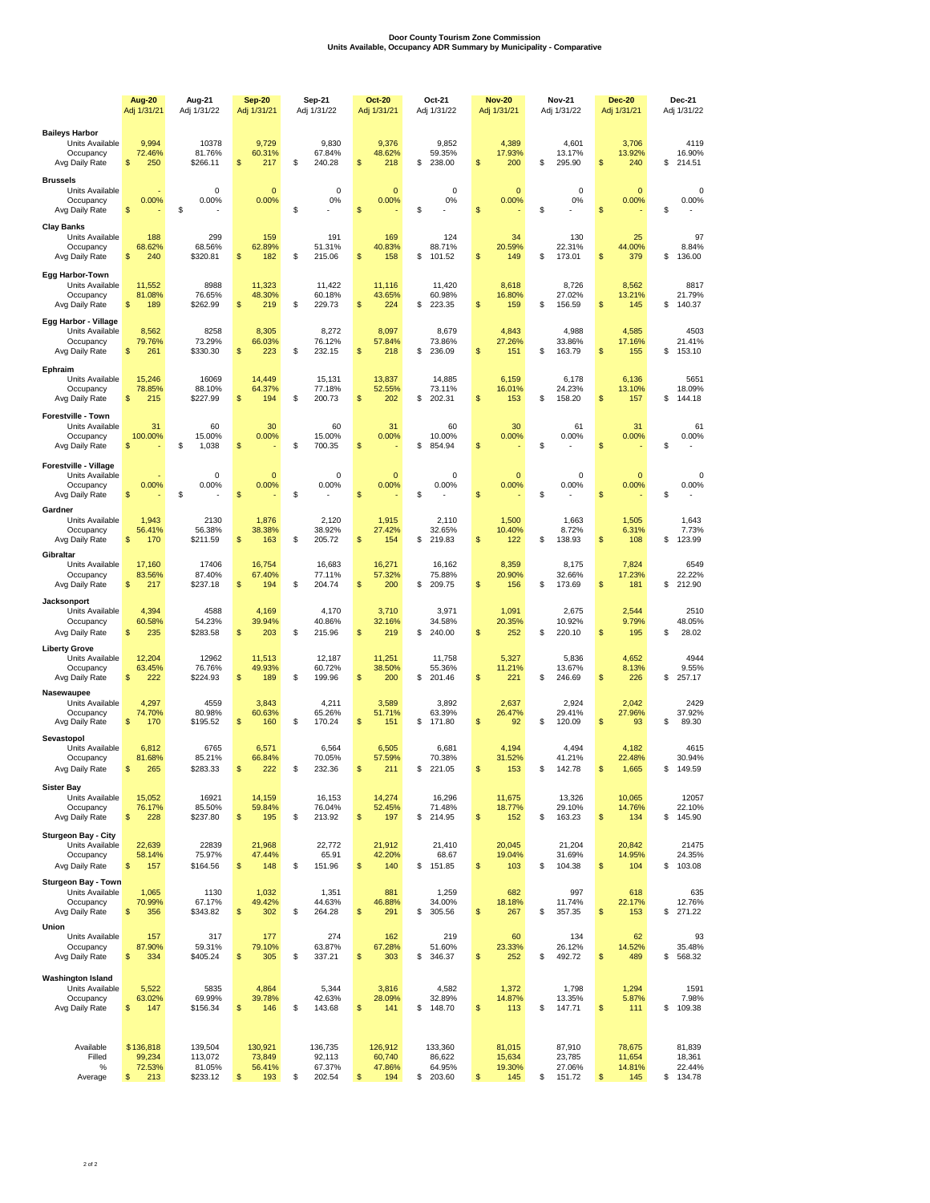**Door County Tourism Zone Commission**
**Units Available, Occupancy ADR Summary by Municipality - Comparative**

| | Aug-20 Adj 1/31/21 | Aug-21 Adj 1/31/22 | Sep-20 Adj 1/31/21 | Sep-21 Adj 1/31/22 | Oct-20 Adj 1/31/21 | Oct-21 Adj 1/31/22 | Nov-20 Adj 1/31/21 | Nov-21 Adj 1/31/22 | Dec-20 Adj 1/31/21 | Dec-21 Adj 1/31/22 |
|---|---|---|---|---|---|---|---|---|---|---|
| **Baileys Harbor** | | | | | | | | | | |
| Units Available | 9,994 | 10378 | 9,729 | 9,830 | 9,376 | 9,852 | 4,389 | 4,601 | 3,706 | 4119 |
| Occupancy | 72.46% | 81.76% | 60.31% | 67.84% | 48.62% | 59.35% | 17.93% | 13.17% | 13.92% | 16.90% |
| Avg Daily Rate | $ 250 | $266.11 | $ 217 | $ 240.28 | $ 218 | $ 238.00 | $ 200 | $ 295.90 | $ 240 | $ 214.51 |
| **Brussels** | | | | | | | | | | |
| Units Available | - | 0 | 0 | 0 | 0 | 0 | 0 | 0 | 0 | 0 |
| Occupancy | 0.00% | 0.00% | 0.00% | 0% | 0.00% | 0% | 0.00% | 0% | 0.00% | 0.00% |
| Avg Daily Rate | $ - | $ - | | $ - | $ - | $ - | $ - | $ - | $ - | $ - |
| **Clay Banks** | | | | | | | | | | |
| Units Available | 188 | 299 | 159 | 191 | 169 | 124 | 34 | 130 | 25 | 97 |
| Occupancy | 68.62% | 68.56% | 62.89% | 51.31% | 40.83% | 88.71% | 20.59% | 22.31% | 44.00% | 8.84% |
| Avg Daily Rate | $ 240 | $320.81 | $ 182 | $ 215.06 | $ 158 | $ 101.52 | $ 149 | $ 173.01 | $ 379 | $ 136.00 |
| **Egg Harbor-Town** | | | | | | | | | | |
| Units Available | 11,552 | 8988 | 11,323 | 11,422 | 11,116 | 11,420 | 8,618 | 8,726 | 8,562 | 8817 |
| Occupancy | 81.08% | 76.65% | 48.30% | 60.18% | 43.65% | 60.98% | 16.80% | 27.02% | 13.21% | 21.79% |
| Avg Daily Rate | $ 189 | $262.99 | $ 219 | $ 229.73 | $ 224 | $ 223.35 | $ 159 | $ 156.59 | $ 145 | $ 140.37 |
| **Egg Harbor - Village** | | | | | | | | | | |
| Units Available | 8,562 | 8258 | 8,305 | 8,272 | 8,097 | 8,679 | 4,843 | 4,988 | 4,585 | 4503 |
| Occupancy | 79.76% | 73.29% | 66.03% | 76.12% | 57.84% | 73.86% | 27.26% | 33.86% | 17.16% | 21.41% |
| Avg Daily Rate | $ 261 | $330.30 | $ 223 | $ 232.15 | $ 218 | $ 236.09 | $ 151 | $ 163.79 | $ 155 | $ 153.10 |
| **Ephraim** | | | | | | | | | | |
| Units Available | 15,246 | 16069 | 14,449 | 15,131 | 13,837 | 14,885 | 6,159 | 6,178 | 6,136 | 5651 |
| Occupancy | 78.85% | 88.10% | 64.37% | 77.18% | 52.55% | 73.11% | 16.01% | 24.23% | 13.10% | 18.09% |
| Avg Daily Rate | $ 215 | $227.99 | $ 194 | $ 200.73 | $ 202 | $ 202.31 | $ 153 | $ 158.20 | $ 157 | $ 144.18 |
| **Forestville - Town** | | | | | | | | | | |
| Units Available | 31 | 60 | 30 | 60 | 31 | 60 | 30 | 61 | 31 | 61 |
| Occupancy | 100.00% | 15.00% | 0.00% | 15.00% | 0.00% | 10.00% | 0.00% | 0.00% | 0.00% | 0.00% |
| Avg Daily Rate | $ - | $ 1,038 | $ - | $ 700.35 | $ - | $ 854.94 | $ - | $ - | $ - | $ - |
| **Forestville - Village** | | | | | | | | | | |
| Units Available | - | 0 | 0 | 0 | 0 | 0 | 0 | 0 | 0 | 0 |
| Occupancy | 0.00% | 0.00% | 0.00% | 0.00% | 0.00% | 0.00% | 0.00% | 0.00% | 0.00% | 0.00% |
| Avg Daily Rate | $ - | $ - | $ - | $ - | $ - | $ - | $ - | $ - | $ - | $ - |
| **Gardner** | | | | | | | | | | |
| Units Available | 1,943 | 2130 | 1,876 | 2,120 | 1,915 | 2,110 | 1,500 | 1,663 | 1,505 | 1,643 |
| Occupancy | 56.41% | 56.38% | 38.38% | 38.92% | 27.42% | 32.65% | 10.40% | 8.72% | 6.31% | 7.73% |
| Avg Daily Rate | $ 170 | $211.59 | $ 163 | $ 205.72 | $ 154 | $ 219.83 | $ 122 | $ 138.93 | $ 108 | $ 123.99 |
| **Gibraltar** | | | | | | | | | | |
| Units Available | 17,160 | 17406 | 16,754 | 16,683 | 16,271 | 16,162 | 8,359 | 8,175 | 7,824 | 6549 |
| Occupancy | 83.56% | 87.40% | 67.40% | 77.11% | 57.32% | 75.88% | 20.90% | 32.66% | 17.23% | 22.22% |
| Avg Daily Rate | $ 217 | $237.18 | $ 194 | $ 204.74 | $ 200 | $ 209.75 | $ 156 | $ 173.69 | $ 181 | $ 212.90 |
| **Jacksonport** | | | | | | | | | | |
| Units Available | 4,394 | 4588 | 4,169 | 4,170 | 3,710 | 3,971 | 1,091 | 2,675 | 2,544 | 2510 |
| Occupancy | 60.58% | 54.23% | 39.94% | 40.86% | 32.16% | 34.58% | 20.35% | 10.92% | 9.79% | 48.05% |
| Avg Daily Rate | $ 235 | $283.58 | $ 203 | $ 215.96 | $ 219 | $ 240.00 | $ 252 | $ 220.10 | $ 195 | $ 28.02 |
| **Liberty Grove** | | | | | | | | | | |
| Units Available | 12,204 | 12962 | 11,513 | 12,187 | 11,251 | 11,758 | 5,327 | 5,836 | 4,652 | 4944 |
| Occupancy | 63.45% | 76.76% | 49.93% | 60.72% | 38.50% | 55.36% | 11.21% | 13.67% | 8.13% | 9.55% |
| Avg Daily Rate | $ 222 | $224.93 | $ 189 | $ 199.96 | $ 200 | $ 201.46 | $ 221 | $ 246.69 | $ 226 | $ 257.17 |
| **Nasewaupee** | | | | | | | | | | |
| Units Available | 4,297 | 4559 | 3,843 | 4,211 | 3,589 | 3,892 | 2,637 | 2,924 | 2,042 | 2429 |
| Occupancy | 74.70% | 80.98% | 60.63% | 65.26% | 51.71% | 63.39% | 26.47% | 29.41% | 27.96% | 37.92% |
| Avg Daily Rate | $ 170 | $195.52 | $ 160 | $ 170.24 | $ 151 | $ 171.80 | $ 92 | $ 120.09 | $ 93 | $ 89.30 |
| **Sevastopol** | | | | | | | | | | |
| Units Available | 6,812 | 6765 | 6,571 | 6,564 | 6,505 | 6,681 | 4,194 | 4,494 | 4,182 | 4615 |
| Occupancy | 81.68% | 85.21% | 66.84% | 70.05% | 57.59% | 70.38% | 31.52% | 41.21% | 22.48% | 30.94% |
| Avg Daily Rate | $ 265 | $283.33 | $ 222 | $ 232.36 | $ 211 | $ 221.05 | $ 153 | $ 142.78 | $ 1,665 | $ 149.59 |
| **Sister Bay** | | | | | | | | | | |
| Units Available | 15,052 | 16921 | 14,159 | 16,153 | 14,274 | 16,296 | 11,675 | 13,326 | 10,065 | 12057 |
| Occupancy | 76.17% | 85.50% | 59.84% | 76.04% | 52.45% | 71.48% | 18.77% | 29.10% | 14.76% | 22.10% |
| Avg Daily Rate | $ 228 | $237.80 | $ 195 | $ 213.92 | $ 197 | $ 214.95 | $ 152 | $ 163.23 | $ 134 | $ 145.90 |
| **Sturgeon Bay - City** | | | | | | | | | | |
| Units Available | 22,639 | 22839 | 21,968 | 22,772 | 21,912 | 21,410 | 20,045 | 21,204 | 20,842 | 21475 |
| Occupancy | 58.14% | 75.97% | 47.44% | 65.91 | 42.20% | 68.67 | 19.04% | 31.69% | 14.95% | 24.35% |
| Avg Daily Rate | $ 157 | $164.56 | $ 148 | $ 151.96 | $ 140 | $ 151.85 | $ 103 | $ 104.38 | $ 104 | $ 103.08 |
| **Sturgeon Bay - Town** | | | | | | | | | | |
| Units Available | 1,065 | 1130 | 1,032 | 1,351 | 881 | 1,259 | 682 | 997 | 618 | 635 |
| Occupancy | 70.99% | 67.17% | 49.42% | 44.63% | 46.88% | 34.00% | 18.18% | 11.74% | 22.17% | 12.76% |
| Avg Daily Rate | $ 356 | $343.82 | $ 302 | $ 264.28 | $ 291 | $ 305.56 | $ 267 | $ 357.35 | $ 153 | $ 271.22 |
| **Union** | | | | | | | | | | |
| Units Available | 157 | 317 | 177 | 274 | 162 | 219 | 60 | 134 | 62 | 93 |
| Occupancy | 87.90% | 59.31% | 79.10% | 63.87% | 67.28% | 51.60% | 23.33% | 26.12% | 14.52% | 35.48% |
| Avg Daily Rate | $ 334 | $405.24 | $ 305 | $ 337.21 | $ 303 | $ 346.37 | $ 252 | $ 492.72 | $ 489 | $ 568.32 |
| **Washington Island** | | | | | | | | | | |
| Units Available | 5,522 | 5835 | 4,864 | 5,344 | 3,816 | 4,582 | 1,372 | 1,798 | 1,294 | 1591 |
| Occupancy | 63.02% | 69.99% | 39.78% | 42.63% | 28.09% | 32.89% | 14.87% | 13.35% | 5.87% | 7.98% |
| Avg Daily Rate | $ 147 | $156.34 | $ 146 | $ 143.68 | $ 141 | $ 148.70 | $ 113 | $ 147.71 | $ 111 | $ 109.38 |
| Available | $136,818 | 139,504 | 130,921 | 136,735 | 126,912 | 133,360 | 81,015 | 87,910 | 78,675 | 81,839 |
| Filled | 99,234 | 113,072 | 73,849 | 92,113 | 60,740 | 86,622 | 15,634 | 23,785 | 11,654 | 18,361 |
| % | 72.53% | 81.05% | 56.41% | 67.37% | 47.86% | 64.95% | 19.30% | 27.06% | 14.81% | 22.44% |
| Average | $ 213 | $233.12 | $ 193 | $ 202.54 | $ 194 | $ 203.60 | $ 145 | $ 151.72 | $ 145 | $ 134.78 |